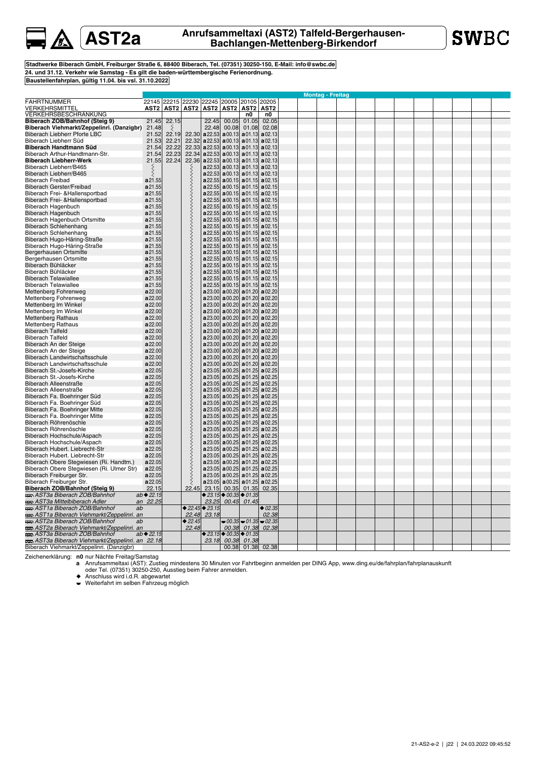# AST2a

## Anrufsammeltaxi (AST2) Talfeld-Bergerhausen-Bachlangen-Mettenberg-Birkendorf

SWBC

**Stadtwerke Biberach GmbH, Freiburger Straße 6, 88400 Biberach, Tel. (07351) 30250-150, E-Mail: info@swbc.de**
**24. und 31.12. Verkehr wie Samstag - Es gilt die baden-württembergische Ferienordnung.**
**Baustellenfahrplan, gültig 11.04. bis vsl. 31.10.2022**

**Montag - Freitag**

| FAHRTNUMMER | 22145 | 22215 | 22230 | 22245 | 20005 | 20105 | 20205 |
|---|---|---|---|---|---|---|---|
| VERKEHRSMITTEL | AST2 | AST2 | AST2 | AST2 | AST2 | AST2 | AST2 |
| VERKEHRSBESCHRÄNKUNG | | | | | | n0 | n0 |
| **Biberach ZOB/Bahnhof (Steig 9)** | 21.45 | 22.15 | | 22.45 | 00.05 | 01.05 | 02.05 |
| **Biberach Viehmarkt/Zeppelinri. (Danzigbr)** | 21.48 | ⌇ | | 22.48 | 00.08 | 01.08 | 02.08 |
| Biberach Liebherr Pforte LBC | 21.52 | 22.19 | 22.30 | a22.53 | a00.13 | a01.13 | a02.13 |
| Biberach Liebherr Süd | 21.53 | 22.21 | 22.32 | a22.53 | a00.13 | a01.13 | a02.13 |
| **Biberach Handtmann Süd** | 21.54 | 22.22 | 22.33 | a22.53 | a00.13 | a01.13 | a02.13 |
| Biberach Arthur-Handtmann-Str. | 21.54 | 22.23 | 22.34 | a22.53 | a00.13 | a01.13 | a02.13 |
| **Biberach Liebherr-Werk** | 21.55 | 22.24 | 22.36 | a22.53 | a00.13 | a01.13 | a02.13 |
| Biberach Liebherr/B465 | ⌇ | | ⌇ | a22.53 | a00.13 | a01.13 | a02.13 |
| Biberach Liebherr/B465 | ⌇ | | ⌇ | a22.53 | a00.13 | a01.13 | a02.13 |
| Biberach Freibad | a21.55 | | ⌇ | a22.55 | a00.15 | a01.15 | a02.15 |
| Biberach Gerster/Freibad | a21.55 | | ⌇ | a22.55 | a00.15 | a01.15 | a02.15 |
| Biberach Frei- &Hallensportbad | a21.55 | | ⌇ | a22.55 | a00.15 | a01.15 | a02.15 |
| Biberach Frei- &Hallensportbad | a21.55 | | ⌇ | a22.55 | a00.15 | a01.15 | a02.15 |
| Biberach Hagenbuch | a21.55 | | ⌇ | a22.55 | a00.15 | a01.15 | a02.15 |
| Biberach Hagenbuch | a21.55 | | ⌇ | a22.55 | a00.15 | a01.15 | a02.15 |
| Biberach Hagenbuch Ortsmitte | a21.55 | | ⌇ | a22.55 | a00.15 | a01.15 | a02.15 |
| Biberach Schlehenhang | a21.55 | | ⌇ | a22.55 | a00.15 | a01.15 | a02.15 |
| Biberach Schlehenhang | a21.55 | | ⌇ | a22.55 | a00.15 | a01.15 | a02.15 |
| Biberach Hugo-Häring-Straße | a21.55 | | ⌇ | a22.55 | a00.15 | a01.15 | a02.15 |
| Biberach Hugo-Häring-Straße | a21.55 | | ⌇ | a22.55 | a00.15 | a01.15 | a02.15 |
| Bergerhausen Ortsmitte | a21.55 | | ⌇ | a22.55 | a00.15 | a01.15 | a02.15 |
| Bergerhausen Ortsmitte | a21.55 | | ⌇ | a22.55 | a00.15 | a01.15 | a02.15 |
| Biberach Bühläcker | a21.55 | | ⌇ | a22.55 | a00.15 | a01.15 | a02.15 |
| Biberach Bühläcker | a21.55 | | ⌇ | a22.55 | a00.15 | a01.15 | a02.15 |
| Biberach Telawiallee | a21.55 | | ⌇ | a22.55 | a00.15 | a01.15 | a02.15 |
| Biberach Telawiallee | a21.55 | | ⌇ | a22.55 | a00.15 | a01.15 | a02.15 |
| Mettenberg Fohrenweg | a22.00 | | ⌇ | a23.00 | a00.20 | a01.20 | a02.20 |
| Mettenberg Fohrenweg | a22.00 | | ⌇ | a23.00 | a00.20 | a01.20 | a02.20 |
| Mettenberg Im Winkel | a22.00 | | ⌇ | a23.00 | a00.20 | a01.20 | a02.20 |
| Mettenberg Im Winkel | a22.00 | | ⌇ | a23.00 | a00.20 | a01.20 | a02.20 |
| Mettenberg Rathaus | a22.00 | | ⌇ | a23.00 | a00.20 | a01.20 | a02.20 |
| Mettenberg Rathaus | a22.00 | | ⌇ | a23.00 | a00.20 | a01.20 | a02.20 |
| Biberach Talfeld | a22.00 | | ⌇ | a23.00 | a00.20 | a01.20 | a02.20 |
| Biberach Talfeld | a22.00 | | ⌇ | a23.00 | a00.20 | a01.20 | a02.20 |
| Biberach An der Steige | a22.00 | | ⌇ | a23.00 | a00.20 | a01.20 | a02.20 |
| Biberach An der Steige | a22.00 | | ⌇ | a23.00 | a00.20 | a01.20 | a02.20 |
| Biberach Landwirtschaftsschule | a22.00 | | ⌇ | a23.00 | a00.20 | a01.20 | a02.20 |
| Biberach Landwirtschaftsschule | a22.00 | | ⌇ | a23.00 | a00.20 | a01.20 | a02.20 |
| Biberach St.-Josefs-Kirche | a22.05 | | ⌇ | a23.05 | a00.25 | a01.25 | a02.25 |
| Biberach St.-Josefs-Kirche | a22.05 | | ⌇ | a23.05 | a00.25 | a01.25 | a02.25 |
| Biberach Alleenstraße | a22.05 | | ⌇ | a23.05 | a00.25 | a01.25 | a02.25 |
| Biberach Alleenstraße | a22.05 | | ⌇ | a23.05 | a00.25 | a01.25 | a02.25 |
| Biberach Fa. Boehringer Süd | a22.05 | | ⌇ | a23.05 | a00.25 | a01.25 | a02.25 |
| Biberach Fa. Boehringer Süd | a22.05 | | ⌇ | a23.05 | a00.25 | a01.25 | a02.25 |
| Biberach Fa. Boehringer Mitte | a22.05 | | ⌇ | a23.05 | a00.25 | a01.25 | a02.25 |
| Biberach Fa. Boehringer Mitte | a22.05 | | ⌇ | a23.05 | a00.25 | a01.25 | a02.25 |
| Biberach Röhrenöschle | a22.05 | | ⌇ | a23.05 | a00.25 | a01.25 | a02.25 |
| Biberach Röhrenöschle | a22.05 | | ⌇ | a23.05 | a00.25 | a01.25 | a02.25 |
| Biberach Hochschule/Aspach | a22.05 | | ⌇ | a23.05 | a00.25 | a01.25 | a02.25 |
| Biberach Hochschule/Aspach | a22.05 | | ⌇ | a23.05 | a00.25 | a01.25 | a02.25 |
| Biberach Hubert. Liebrecht-Str | a22.05 | | ⌇ | a23.05 | a00.25 | a01.25 | a02.25 |
| Biberach Hubert. Liebrecht-Str | a22.05 | | ⌇ | a23.05 | a00.25 | a01.25 | a02.25 |
| Biberach Obere Stegwiesen (Ri. Handtm.) | a22.05 | | ⌇ | a23.05 | a00.25 | a01.25 | a02.25 |
| Biberach Obere Stegwiesen (Ri. Ulmer Str) | a22.05 | | ⌇ | a23.05 | a00.25 | a01.25 | a02.25 |
| Biberach Freiburger Str. | a22.05 | | ⌇ | a23.05 | a00.25 | a01.25 | a02.25 |
| Biberach Freiburger Str. | a22.05 | | ⌇ | a23.05 | a00.25 | a01.25 | a02.25 |
| **Biberach ZOB/Bahnhof (Steig 9)** | 22.15 | | 22.45 | 23.15 | 00.35 | 01.35 | 02.35 |
| *AST3a Biberach ZOB/Bahnhof ab* | *◆22.15* | | | *◆23.15* | *◆00.35* | *◆01.35* | |
| *AST3a Mittelbiberach Adler an* | *22.25* | | | *23.25* | *00.45* | *01.45* | |
| *AST1a Biberach ZOB/Bahnhof ab* | | | *◆22.45* | *◆23.15* | | | *◆02.35* |
| *AST1a Biberach Viehmarkt/Zeppelinri. an* | | | *22.48* | *23.18* | | | *02.38* |
| *AST2a Biberach ZOB/Bahnhof ab* | | | *◆22.45* | | *⌣00.35* | *⌣01.35* | *⌣02.35* |
| *AST2a Biberach Viehmarkt/Zeppelinri. an* | | | *22.48* | | *00.38* | *01.38* | *02.38* |
| *AST3a Biberach ZOB/Bahnhof ab* | *◆22.15* | | | *◆23.15* | *◆00.35* | *◆01.35* | |
| *AST3a Biberach Viehmarkt/Zeppelinri. an* | *22.18* | | | *23.18* | *00.38* | *01.38* | |
| Biberach Viehmarkt/Zeppelinri. (Danzigbr) | | | | | 00.38 | 01.38 | 02.38 |

Zeichenerklärung: **n0** nur Nächte Freitag/Samstag

**a** Anrufsammeltaxi (AST): Zustieg mindestens 30 Minuten vor Fahrtbeginn anmelden per DING App, www.ding.eu/de/fahrplan/fahrplanauskunft oder Tel. (07351) 30250-250, Ausstieg beim Fahrer anmelden.

◆ Anschluss wird i.d.R. abgewartet

⌣ Weiterfahrt im selben Fahrzeug möglich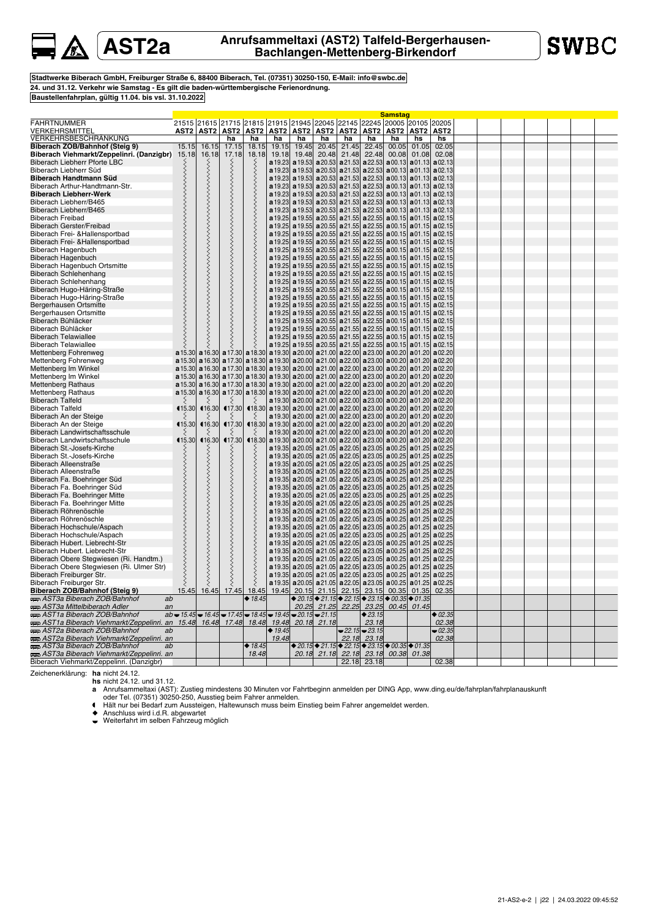# AST2a

## Anrufsammeltaxi (AST2) Talfeld-Bergerhausen-Bachlangen-Mettenberg-Birkendorf

SWBC

**Stadtwerke Biberach GmbH, Freiburger Straße 6, 88400 Biberach, Tel. (07351) 30250-150, E-Mail: info@swbc.de**
**24. und 31.12. Verkehr wie Samstag - Es gilt die baden-württembergische Ferienordnung.**
**Baustellenfahrplan, gültig 11.04. bis vsl. 31.10.2022**

| | | Samstag | | | | | | | | | | | |
|---|---|---|---|---|---|---|---|---|---|---|---|---|---|
| FAHRTNUMMER | | 21515 | 21615 | 21715 | 21815 | 21915 | 21945 | 22045 | 22145 | 22245 | 20005 | 20105 | 20205 |
| VERKEHRSMITTEL | | AST2 | AST2 | AST2 | AST2 | AST2 | AST2 | AST2 | AST2 | AST2 | AST2 | AST2 | AST2 |
| VERKEHRSBESCHRÄNKUNG | | | | ha | ha | ha | ha | ha | ha | ha | ha | hs | hs |
| **Biberach ZOB/Bahnhof (Steig 9)** | | 15.15 | 16.15 | 17.15 | 18.15 | 19.15 | 19.45 | 20.45 | 21.45 | 22.45 | 00.05 | 01.05 | 02.05 |
| **Biberach Viehmarkt/Zeppelinri. (Danzigbr)** | | 15.18 | 16.18 | 17.18 | 18.18 | 19.18 | 19.48 | 20.48 | 21.48 | 22.48 | 00.08 | 01.08 | 02.08 |
| Biberach Liebherr Pforte LBC | | ⁝ | ⁝ | ⁝ | ⁝ | a 19.23 | a 19.53 | a 20.53 | a 21.53 | a 22.53 | a 00.13 | a 01.13 | a 02.13 |
| Biberach Liebherr Süd | | ⁝ | ⁝ | ⁝ | ⁝ | a 19.23 | a 19.53 | a 20.53 | a 21.53 | a 22.53 | a 00.13 | a 01.13 | a 02.13 |
| **Biberach Handtmann Süd** | | ⁝ | ⁝ | ⁝ | ⁝ | a 19.23 | a 19.53 | a 20.53 | a 21.53 | a 22.53 | a 00.13 | a 01.13 | a 02.13 |
| Biberach Arthur-Handtmann-Str. | | ⁝ | ⁝ | ⁝ | ⁝ | a 19.23 | a 19.53 | a 20.53 | a 21.53 | a 22.53 | a 00.13 | a 01.13 | a 02.13 |
| **Biberach Liebherr-Werk** | | ⁝ | ⁝ | ⁝ | ⁝ | a 19.23 | a 19.53 | a 20.53 | a 21.53 | a 22.53 | a 00.13 | a 01.13 | a 02.13 |
| Biberach Liebherr/B465 | | ⁝ | ⁝ | ⁝ | ⁝ | a 19.23 | a 19.53 | a 20.53 | a 21.53 | a 22.53 | a 00.13 | a 01.13 | a 02.13 |
| Biberach Liebherr/B465 | | ⁝ | ⁝ | ⁝ | ⁝ | a 19.23 | a 19.53 | a 20.53 | a 21.53 | a 22.53 | a 00.13 | a 01.13 | a 02.13 |
| Biberach Freibad | | ⁝ | ⁝ | ⁝ | ⁝ | a 19.25 | a 19.55 | a 20.55 | a 21.55 | a 22.55 | a 00.15 | a 01.15 | a 02.15 |
| Biberach Gerster/Freibad | | ⁝ | ⁝ | ⁝ | ⁝ | a 19.25 | a 19.55 | a 20.55 | a 21.55 | a 22.55 | a 00.15 | a 01.15 | a 02.15 |
| Biberach Frei- &Hallensportbad | | ⁝ | ⁝ | ⁝ | ⁝ | a 19.25 | a 19.55 | a 20.55 | a 21.55 | a 22.55 | a 00.15 | a 01.15 | a 02.15 |
| Biberach Frei- &Hallensportbad | | ⁝ | ⁝ | ⁝ | ⁝ | a 19.25 | a 19.55 | a 20.55 | a 21.55 | a 22.55 | a 00.15 | a 01.15 | a 02.15 |
| Biberach Hagenbuch | | ⁝ | ⁝ | ⁝ | ⁝ | a 19.25 | a 19.55 | a 20.55 | a 21.55 | a 22.55 | a 00.15 | a 01.15 | a 02.15 |
| Biberach Hagenbuch | | ⁝ | ⁝ | ⁝ | ⁝ | a 19.25 | a 19.55 | a 20.55 | a 21.55 | a 22.55 | a 00.15 | a 01.15 | a 02.15 |
| Biberach Hagenbuch Ortsmitte | | ⁝ | ⁝ | ⁝ | ⁝ | a 19.25 | a 19.55 | a 20.55 | a 21.55 | a 22.55 | a 00.15 | a 01.15 | a 02.15 |
| Biberach Schlehenhang | | ⁝ | ⁝ | ⁝ | ⁝ | a 19.25 | a 19.55 | a 20.55 | a 21.55 | a 22.55 | a 00.15 | a 01.15 | a 02.15 |
| Biberach Schlehenhang | | ⁝ | ⁝ | ⁝ | ⁝ | a 19.25 | a 19.55 | a 20.55 | a 21.55 | a 22.55 | a 00.15 | a 01.15 | a 02.15 |
| Biberach Hugo-Häring-Straße | | ⁝ | ⁝ | ⁝ | ⁝ | a 19.25 | a 19.55 | a 20.55 | a 21.55 | a 22.55 | a 00.15 | a 01.15 | a 02.15 |
| Biberach Hugo-Häring-Straße | | ⁝ | ⁝ | ⁝ | ⁝ | a 19.25 | a 19.55 | a 20.55 | a 21.55 | a 22.55 | a 00.15 | a 01.15 | a 02.15 |
| Bergerhausen Ortsmitte | | ⁝ | ⁝ | ⁝ | ⁝ | a 19.25 | a 19.55 | a 20.55 | a 21.55 | a 22.55 | a 00.15 | a 01.15 | a 02.15 |
| Bergerhausen Ortsmitte | | ⁝ | ⁝ | ⁝ | ⁝ | a 19.25 | a 19.55 | a 20.55 | a 21.55 | a 22.55 | a 00.15 | a 01.15 | a 02.15 |
| Biberach Bühläcker | | ⁝ | ⁝ | ⁝ | ⁝ | a 19.25 | a 19.55 | a 20.55 | a 21.55 | a 22.55 | a 00.15 | a 01.15 | a 02.15 |
| Biberach Bühläcker | | ⁝ | ⁝ | ⁝ | ⁝ | a 19.25 | a 19.55 | a 20.55 | a 21.55 | a 22.55 | a 00.15 | a 01.15 | a 02.15 |
| Biberach Telawiallee | | ⁝ | ⁝ | ⁝ | ⁝ | a 19.25 | a 19.55 | a 20.55 | a 21.55 | a 22.55 | a 00.15 | a 01.15 | a 02.15 |
| Biberach Telawiallee | | ⁝ | ⁝ | ⁝ | ⁝ | a 19.25 | a 19.55 | a 20.55 | a 21.55 | a 22.55 | a 00.15 | a 01.15 | a 02.15 |
| Mettenberg Fohrenweg | | a 15.30 | a 16.30 | a 17.30 | a 18.30 | a 19.30 | a 20.00 | a 21.00 | a 22.00 | a 23.00 | a 00.20 | a 01.20 | a 02.20 |
| Mettenberg Fohrenweg | | a 15.30 | a 16.30 | a 17.30 | a 18.30 | a 19.30 | a 20.00 | a 21.00 | a 22.00 | a 23.00 | a 00.20 | a 01.20 | a 02.20 |
| Mettenberg Im Winkel | | a 15.30 | a 16.30 | a 17.30 | a 18.30 | a 19.30 | a 20.00 | a 21.00 | a 22.00 | a 23.00 | a 00.20 | a 01.20 | a 02.20 |
| Mettenberg Im Winkel | | a 15.30 | a 16.30 | a 17.30 | a 18.30 | a 19.30 | a 20.00 | a 21.00 | a 22.00 | a 23.00 | a 00.20 | a 01.20 | a 02.20 |
| Mettenberg Rathaus | | a 15.30 | a 16.30 | a 17.30 | a 18.30 | a 19.30 | a 20.00 | a 21.00 | a 22.00 | a 23.00 | a 00.20 | a 01.20 | a 02.20 |
| Mettenberg Rathaus | | a 15.30 | a 16.30 | a 17.30 | a 18.30 | a 19.30 | a 20.00 | a 21.00 | a 22.00 | a 23.00 | a 00.20 | a 01.20 | a 02.20 |
| Biberach Talfeld | | ⁝ | ⁝ | ⁝ | ⁝ | a 19.30 | a 20.00 | a 21.00 | a 22.00 | a 23.00 | a 00.20 | a 01.20 | a 02.20 |
| Biberach Talfeld | | ◖15.30 | ◖16.30 | ◖17.30 | ◖18.30 | a 19.30 | a 20.00 | a 21.00 | a 22.00 | a 23.00 | a 00.20 | a 01.20 | a 02.20 |
| Biberach An der Steige | | ⁝ | ⁝ | ⁝ | ⁝ | a 19.30 | a 20.00 | a 21.00 | a 22.00 | a 23.00 | a 00.20 | a 01.20 | a 02.20 |
| Biberach An der Steige | | ◖15.30 | ◖16.30 | ◖17.30 | ◖18.30 | a 19.30 | a 20.00 | a 21.00 | a 22.00 | a 23.00 | a 00.20 | a 01.20 | a 02.20 |
| Biberach Landwirtschaftsschule | | ⁝ | ⁝ | ⁝ | ⁝ | a 19.30 | a 20.00 | a 21.00 | a 22.00 | a 23.00 | a 00.20 | a 01.20 | a 02.20 |
| Biberach Landwirtschaftsschule | | ◖15.30 | ◖16.30 | ◖17.30 | ◖18.30 | a 19.30 | a 20.00 | a 21.00 | a 22.00 | a 23.00 | a 00.20 | a 01.20 | a 02.20 |
| Biberach St.-Josefs-Kirche | | ⁝ | ⁝ | ⁝ | ⁝ | a 19.35 | a 20.05 | a 21.05 | a 22.05 | a 23.05 | a 00.25 | a 01.25 | a 02.25 |
| Biberach St.-Josefs-Kirche | | ⁝ | ⁝ | ⁝ | ⁝ | a 19.35 | a 20.05 | a 21.05 | a 22.05 | a 23.05 | a 00.25 | a 01.25 | a 02.25 |
| Biberach Alleenstraße | | ⁝ | ⁝ | ⁝ | ⁝ | a 19.35 | a 20.05 | a 21.05 | a 22.05 | a 23.05 | a 00.25 | a 01.25 | a 02.25 |
| Biberach Alleenstraße | | ⁝ | ⁝ | ⁝ | ⁝ | a 19.35 | a 20.05 | a 21.05 | a 22.05 | a 23.05 | a 00.25 | a 01.25 | a 02.25 |
| Biberach Fa. Boehringer Süd | | ⁝ | ⁝ | ⁝ | ⁝ | a 19.35 | a 20.05 | a 21.05 | a 22.05 | a 23.05 | a 00.25 | a 01.25 | a 02.25 |
| Biberach Fa. Boehringer Süd | | ⁝ | ⁝ | ⁝ | ⁝ | a 19.35 | a 20.05 | a 21.05 | a 22.05 | a 23.05 | a 00.25 | a 01.25 | a 02.25 |
| Biberach Fa. Boehringer Mitte | | ⁝ | ⁝ | ⁝ | ⁝ | a 19.35 | a 20.05 | a 21.05 | a 22.05 | a 23.05 | a 00.25 | a 01.25 | a 02.25 |
| Biberach Fa. Boehringer Mitte | | ⁝ | ⁝ | ⁝ | ⁝ | a 19.35 | a 20.05 | a 21.05 | a 22.05 | a 23.05 | a 00.25 | a 01.25 | a 02.25 |
| Biberach Röhrenöschle | | ⁝ | ⁝ | ⁝ | ⁝ | a 19.35 | a 20.05 | a 21.05 | a 22.05 | a 23.05 | a 00.25 | a 01.25 | a 02.25 |
| Biberach Röhrenöschle | | ⁝ | ⁝ | ⁝ | ⁝ | a 19.35 | a 20.05 | a 21.05 | a 22.05 | a 23.05 | a 00.25 | a 01.25 | a 02.25 |
| Biberach Hochschule/Aspach | | ⁝ | ⁝ | ⁝ | ⁝ | a 19.35 | a 20.05 | a 21.05 | a 22.05 | a 23.05 | a 00.25 | a 01.25 | a 02.25 |
| Biberach Hochschule/Aspach | | ⁝ | ⁝ | ⁝ | ⁝ | a 19.35 | a 20.05 | a 21.05 | a 22.05 | a 23.05 | a 00.25 | a 01.25 | a 02.25 |
| Biberach Hubert. Liebrecht-Str | | ⁝ | ⁝ | ⁝ | ⁝ | a 19.35 | a 20.05 | a 21.05 | a 22.05 | a 23.05 | a 00.25 | a 01.25 | a 02.25 |
| Biberach Hubert. Liebrecht-Str | | ⁝ | ⁝ | ⁝ | ⁝ | a 19.35 | a 20.05 | a 21.05 | a 22.05 | a 23.05 | a 00.25 | a 01.25 | a 02.25 |
| Biberach Obere Stegwiesen (Ri. Handtm.) | | ⁝ | ⁝ | ⁝ | ⁝ | a 19.35 | a 20.05 | a 21.05 | a 22.05 | a 23.05 | a 00.25 | a 01.25 | a 02.25 |
| Biberach Obere Stegwiesen (Ri. Ulmer Str) | | ⁝ | ⁝ | ⁝ | ⁝ | a 19.35 | a 20.05 | a 21.05 | a 22.05 | a 23.05 | a 00.25 | a 01.25 | a 02.25 |
| Biberach Freiburger Str. | | ⁝ | ⁝ | ⁝ | ⁝ | a 19.35 | a 20.05 | a 21.05 | a 22.05 | a 23.05 | a 00.25 | a 01.25 | a 02.25 |
| Biberach Freiburger Str. | | ⁝ | ⁝ | ⁝ | ⁝ | a 19.35 | a 20.05 | a 21.05 | a 22.05 | a 23.05 | a 00.25 | a 01.25 | a 02.25 |
| **Biberach ZOB/Bahnhof (Steig 9)** | | 15.45 | 16.45 | 17.45 | 18.45 | 19.45 | 20.15 | 21.15 | 22.15 | 23.15 | 00.35 | 01.35 | 02.35 |
| *AST3a Biberach ZOB/Bahnhof* | ab | | | | ◆ 18.45 | | ◆ 20.15 | ◆ 21.15 | ◆ 22.15 | ◆ 23.15 | ◆ 00.35 | ◆ 01.35 | |
| *AST3a Mittelbiberach Adler* | an | | | | | | 20.25 | 21.25 | 22.25 | 23.25 | 00.45 | 01.45 | |
| *AST1a Biberach ZOB/Bahnhof* | ab | ⌣ 15.45 | ⌣ 16.45 | ⌣ 17.45 | ⌣ 18.45 | ⌣ 19.45 | ⌣ 20.15 | ⌣ 21.15 | | ◆ 23.15 | | | ◆ 02.35 |
| *AST1a Biberach Viehmarkt/Zeppelinri.* | an | 15.48 | 16.48 | 17.48 | 18.48 | 19.48 | 20.18 | 21.18 | | 23.18 | | | 02.38 |
| *AST2a Biberach ZOB/Bahnhof* | ab | | | | | ◆ 19.45 | | | ⌣ 22.15 | ⌣ 23.15 | | | ⌣ 02.35 |
| *AST2a Biberach Viehmarkt/Zeppelinri.* | an | | | | | 19.48 | | | 22.18 | 23.18 | | | 02.38 |
| *AST3a Biberach ZOB/Bahnhof* | ab | | | | ◆ 18.45 | | ◆ 20.15 | ◆ 21.15 | ◆ 22.15 | ◆ 23.15 | ◆ 00.35 | ◆ 01.35 | |
| *AST3a Biberach Viehmarkt/Zeppelinri.* | an | | | | 18.48 | | 20.18 | 21.18 | 22.18 | 23.18 | 00.38 | 01.38 | |
| Biberach Viehmarkt/Zeppelinri. (Danzigbr) | | | | | | | | | 22.18 | 23.18 | | | 02.38 |

Zeichenerklärung:
- **ha** nicht 24.12.
- **hs** nicht 24.12. und 31.12.
- **a** Anrufsammeltaxi (AST): Zustieg mindestens 30 Minuten vor Fahrtbeginn anmelden per DING App, www.ding.eu/de/fahrplan/fahrplanauskunft oder Tel. (07351) 30250-250, Ausstieg beim Fahrer anmelden.
- ◖ Hält nur bei Bedarf zum Aussteigen, Haltewunsch muss beim Einstieg beim Fahrer angemeldet werden.
- ◆ Anschluss wird i.d.R. abgewartet
- ⌣ Weiterfahrt im selben Fahrzeug möglich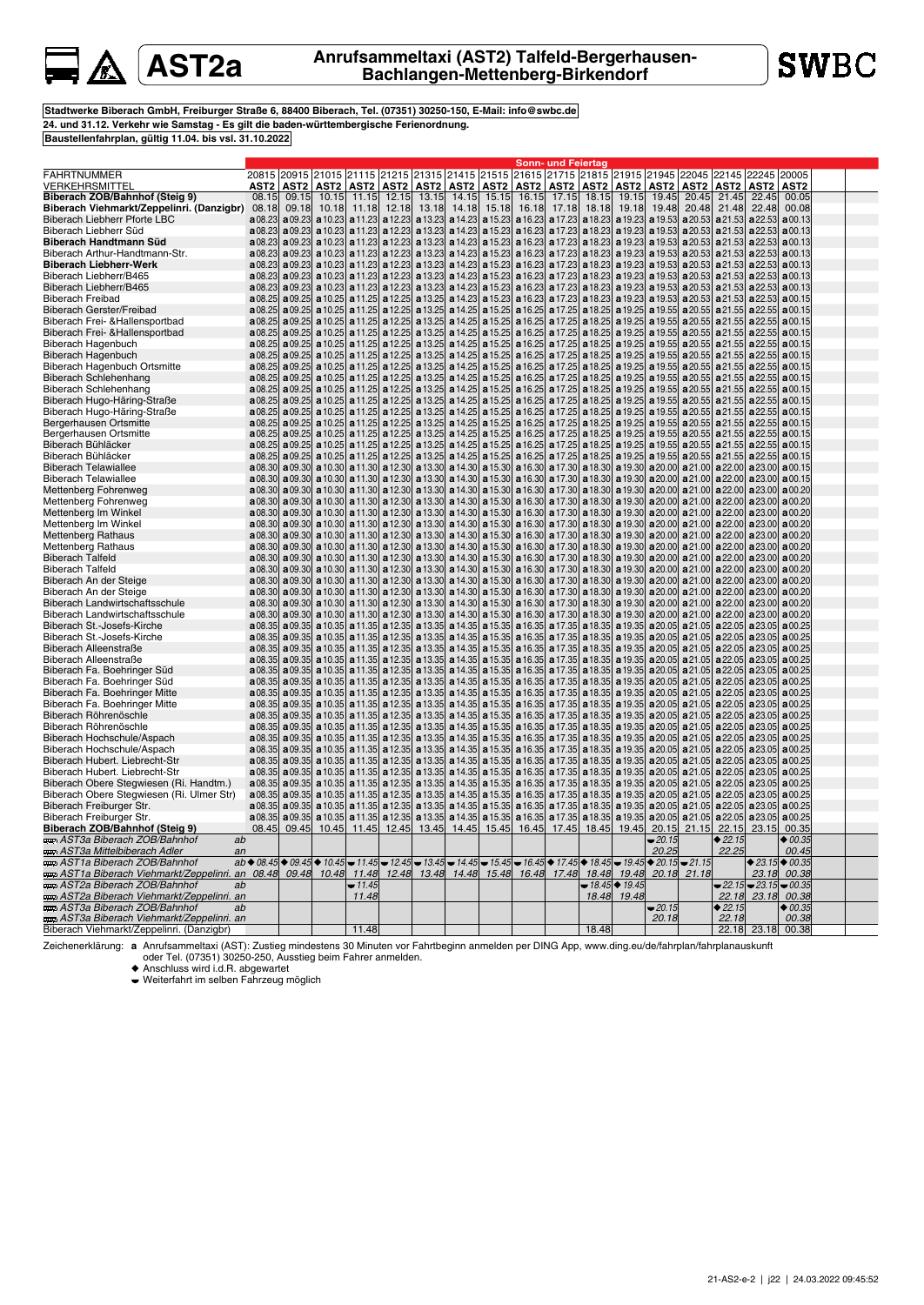# AST2a

## Anrufsammeltaxi (AST2) Talfeld-Bergerhausen-Bachlangen-Mettenberg-Birkendorf

SWBC

**Stadtwerke Biberach GmbH, Freiburger Straße 6, 88400 Biberach, Tel. (07351) 30250-150, E-Mail: info@swbc.de**

**24. und 31.12. Verkehr wie Samstag - Es gilt die baden-württembergische Ferienordnung.**

**Baustellenfahrplan, gültig 11.04. bis vsl. 31.10.2022**

| | Sonn- und Feiertag | | | | | | | | | | | | | | | | |
|---|---|---|---|---|---|---|---|---|---|---|---|---|---|---|---|---|---|
| FAHRTNUMMER | 20815 | 20915 | 21015 | 21115 | 21215 | 21315 | 21415 | 21515 | 21615 | 21715 | 21815 | 21915 | 21945 | 22045 | 22145 | 22245 | 20005 |
| VERKEHRSMITTEL | AST2 | AST2 | AST2 | AST2 | AST2 | AST2 | AST2 | AST2 | AST2 | AST2 | AST2 | AST2 | AST2 | AST2 | AST2 | AST2 | AST2 |
| **Biberach ZOB/Bahnhof (Steig 9)** | 08.15 | 09.15 | 10.15 | 11.15 | 12.15 | 13.15 | 14.15 | 15.15 | 16.15 | 17.15 | 18.15 | 19.15 | 19.45 | 20.45 | 21.45 | 22.45 | 00.05 |
| **Biberach Viehmarkt/Zeppelinstr. (Danzigbr)** | 08.18 | 09.18 | 10.18 | 11.18 | 12.18 | 13.18 | 14.18 | 15.18 | 16.18 | 17.18 | 18.18 | 19.18 | 19.48 | 20.48 | 21.48 | 22.48 | 00.08 |
| Biberach Liebherr Pforte LBC | a08.23 | a09.23 | a10.23 | a11.23 | a12.23 | a13.23 | a14.23 | a15.23 | a16.23 | a17.23 | a18.23 | a19.23 | a19.53 | a20.53 | a21.53 | a22.53 | a00.13 |
| Biberach Liebherr Süd | a08.23 | a09.23 | a10.23 | a11.23 | a12.23 | a13.23 | a14.23 | a15.23 | a16.23 | a17.23 | a18.23 | a19.23 | a19.53 | a20.53 | a21.53 | a22.53 | a00.13 |
| **Biberach Handtmann Süd** | a08.23 | a09.23 | a10.23 | a11.23 | a12.23 | a13.23 | a14.23 | a15.23 | a16.23 | a17.23 | a18.23 | a19.23 | a19.53 | a20.53 | a21.53 | a22.53 | a00.13 |
| Biberach Arthur-Handtmann-Str. | a08.23 | a09.23 | a10.23 | a11.23 | a12.23 | a13.23 | a14.23 | a15.23 | a16.23 | a17.23 | a18.23 | a19.23 | a19.53 | a20.53 | a21.53 | a22.53 | a00.13 |
| **Biberach Liebherr-Werk** | a08.23 | a09.23 | a10.23 | a11.23 | a12.23 | a13.23 | a14.23 | a15.23 | a16.23 | a17.23 | a18.23 | a19.23 | a19.53 | a20.53 | a21.53 | a22.53 | a00.13 |
| Biberach Liebherr/B465 | a08.23 | a09.23 | a10.23 | a11.23 | a12.23 | a13.23 | a14.23 | a15.23 | a16.23 | a17.23 | a18.23 | a19.23 | a19.53 | a20.53 | a21.53 | a22.53 | a00.13 |
| Biberach Liebherr/B465 | a08.23 | a09.23 | a10.23 | a11.23 | a12.23 | a13.23 | a14.23 | a15.23 | a16.23 | a17.23 | a18.23 | a19.23 | a19.53 | a20.53 | a21.53 | a22.53 | a00.13 |
| Biberach Freibad | a08.25 | a09.25 | a10.25 | a11.25 | a12.25 | a13.25 | a14.23 | a15.23 | a16.23 | a17.23 | a18.23 | a19.23 | a19.53 | a20.53 | a21.53 | a22.53 | a00.15 |
| Biberach Gerster/Freibad | a08.25 | a09.25 | a10.25 | a11.25 | a12.25 | a13.25 | a14.25 | a15.25 | a16.25 | a17.25 | a18.25 | a19.25 | a19.55 | a20.55 | a21.55 | a22.55 | a00.15 |
| Biberach Frei- &Hallensportbad | a08.25 | a09.25 | a10.25 | a11.25 | a12.25 | a13.25 | a14.25 | a15.25 | a16.25 | a17.25 | a18.25 | a19.25 | a19.55 | a20.55 | a21.55 | a22.55 | a00.15 |
| Biberach Frei- &Hallensportbad | a08.25 | a09.25 | a10.25 | a11.25 | a12.25 | a13.25 | a14.25 | a15.25 | a16.25 | a17.25 | a18.25 | a19.25 | a19.55 | a20.55 | a21.55 | a22.55 | a00.15 |
| Biberach Hagenbuch | a08.25 | a09.25 | a10.25 | a11.25 | a12.25 | a13.25 | a14.25 | a15.25 | a16.25 | a17.25 | a18.25 | a19.25 | a19.55 | a20.55 | a21.55 | a22.55 | a00.15 |
| Biberach Hagenbuch | a08.25 | a09.25 | a10.25 | a11.25 | a12.25 | a13.25 | a14.25 | a15.25 | a16.25 | a17.25 | a18.25 | a19.25 | a19.55 | a20.55 | a21.55 | a22.55 | a00.15 |
| Biberach Hagenbuch Ortsmitte | a08.25 | a09.25 | a10.25 | a11.25 | a12.25 | a13.25 | a14.25 | a15.25 | a16.25 | a17.25 | a18.25 | a19.25 | a19.55 | a20.55 | a21.55 | a22.55 | a00.15 |
| Biberach Schlehenhang | a08.25 | a09.25 | a10.25 | a11.25 | a12.25 | a13.25 | a14.25 | a15.25 | a16.25 | a17.25 | a18.25 | a19.25 | a19.55 | a20.55 | a21.55 | a22.55 | a00.15 |
| Biberach Schlehenhang | a08.25 | a09.25 | a10.25 | a11.25 | a12.25 | a13.25 | a14.25 | a15.25 | a16.25 | a17.25 | a18.25 | a19.25 | a19.55 | a20.55 | a21.55 | a22.55 | a00.15 |
| Biberach Hugo-Häring-Straße | a08.25 | a09.25 | a10.25 | a11.25 | a12.25 | a13.25 | a14.25 | a15.25 | a16.25 | a17.25 | a18.25 | a19.25 | a19.55 | a20.55 | a21.55 | a22.55 | a00.15 |
| Biberach Hugo-Häring-Straße | a08.25 | a09.25 | a10.25 | a11.25 | a12.25 | a13.25 | a14.25 | a15.25 | a16.25 | a17.25 | a18.25 | a19.25 | a19.55 | a20.55 | a21.55 | a22.55 | a00.15 |
| Bergerhausen Ortsmitte | a08.25 | a09.25 | a10.25 | a11.25 | a12.25 | a13.25 | a14.25 | a15.25 | a16.25 | a17.25 | a18.25 | a19.25 | a19.55 | a20.55 | a21.55 | a22.55 | a00.15 |
| Bergerhausen Ortsmitte | a08.25 | a09.25 | a10.25 | a11.25 | a12.25 | a13.25 | a14.25 | a15.25 | a16.25 | a17.25 | a18.25 | a19.25 | a19.55 | a20.55 | a21.55 | a22.55 | a00.15 |
| Biberach Bühläcker | a08.25 | a09.25 | a10.25 | a11.25 | a12.25 | a13.25 | a14.25 | a15.25 | a16.25 | a17.25 | a18.25 | a19.25 | a19.55 | a20.55 | a21.55 | a22.55 | a00.15 |
| Biberach Bühläcker | a08.25 | a09.25 | a10.25 | a11.25 | a12.25 | a13.25 | a14.25 | a15.25 | a16.25 | a17.25 | a18.25 | a19.25 | a19.55 | a20.55 | a21.55 | a22.55 | a00.15 |
| Biberach Telawiallee | a08.30 | a09.30 | a10.30 | a11.30 | a12.30 | a13.30 | a14.30 | a15.30 | a16.30 | a17.30 | a18.30 | a19.30 | a20.00 | a21.00 | a22.00 | a23.00 | a00.15 |
| Biberach Telawiallee | a08.30 | a09.30 | a10.30 | a11.30 | a12.30 | a13.30 | a14.30 | a15.30 | a16.30 | a17.30 | a18.30 | a19.30 | a20.00 | a21.00 | a22.00 | a23.00 | a00.15 |
| Mettenberg Fohrenweg | a08.30 | a09.30 | a10.30 | a11.30 | a12.30 | a13.30 | a14.30 | a15.30 | a16.30 | a17.30 | a18.30 | a19.30 | a20.00 | a21.00 | a22.00 | a23.00 | a00.20 |
| Mettenberg Fohrenweg | a08.30 | a09.30 | a10.30 | a11.30 | a12.30 | a13.30 | a14.30 | a15.30 | a16.30 | a17.30 | a18.30 | a19.30 | a20.00 | a21.00 | a22.00 | a23.00 | a00.20 |
| Mettenberg Im Winkel | a08.30 | a09.30 | a10.30 | a11.30 | a12.30 | a13.30 | a14.30 | a15.30 | a16.30 | a17.30 | a18.30 | a19.30 | a20.00 | a21.00 | a22.00 | a23.00 | a00.20 |
| Mettenberg Im Winkel | a08.30 | a09.30 | a10.30 | a11.30 | a12.30 | a13.30 | a14.30 | a15.30 | a16.30 | a17.30 | a18.30 | a19.30 | a20.00 | a21.00 | a22.00 | a23.00 | a00.20 |
| Mettenberg Rathaus | a08.30 | a09.30 | a10.30 | a11.30 | a12.30 | a13.30 | a14.30 | a15.30 | a16.30 | a17.30 | a18.30 | a19.30 | a20.00 | a21.00 | a22.00 | a23.00 | a00.20 |
| Mettenberg Rathaus | a08.30 | a09.30 | a10.30 | a11.30 | a12.30 | a13.30 | a14.30 | a15.30 | a16.30 | a17.30 | a18.30 | a19.30 | a20.00 | a21.00 | a22.00 | a23.00 | a00.20 |
| Biberach Talfeld | a08.30 | a09.30 | a10.30 | a11.30 | a12.30 | a13.30 | a14.30 | a15.30 | a16.30 | a17.30 | a18.30 | a19.30 | a20.00 | a21.00 | a22.00 | a23.00 | a00.20 |
| Biberach Talfeld | a08.30 | a09.30 | a10.30 | a11.30 | a12.30 | a13.30 | a14.30 | a15.30 | a16.30 | a17.30 | a18.30 | a19.30 | a20.00 | a21.00 | a22.00 | a23.00 | a00.20 |
| Biberach An der Steige | a08.30 | a09.30 | a10.30 | a11.30 | a12.30 | a13.30 | a14.30 | a15.30 | a16.30 | a17.30 | a18.30 | a19.30 | a20.00 | a21.00 | a22.00 | a23.00 | a00.20 |
| Biberach An der Steige | a08.30 | a09.30 | a10.30 | a11.30 | a12.30 | a13.30 | a14.30 | a15.30 | a16.30 | a17.30 | a18.30 | a19.30 | a20.00 | a21.00 | a22.00 | a23.00 | a00.20 |
| Biberach Landwirtschaftsschule | a08.30 | a09.30 | a10.30 | a11.30 | a12.30 | a13.30 | a14.30 | a15.30 | a16.30 | a17.30 | a18.30 | a19.30 | a20.00 | a21.00 | a22.00 | a23.00 | a00.20 |
| Biberach Landwirtschaftsschule | a08.30 | a09.30 | a10.30 | a11.30 | a12.30 | a13.30 | a14.30 | a15.30 | a16.30 | a17.30 | a18.30 | a19.30 | a20.00 | a21.00 | a22.00 | a23.00 | a00.20 |
| Biberach St.-Josefs-Kirche | a08.35 | a09.35 | a10.35 | a11.35 | a12.35 | a13.35 | a14.35 | a15.35 | a16.35 | a17.35 | a18.35 | a19.35 | a20.05 | a21.05 | a22.05 | a23.05 | a00.25 |
| Biberach St.-Josefs-Kirche | a08.35 | a09.35 | a10.35 | a11.35 | a12.35 | a13.35 | a14.35 | a15.35 | a16.35 | a17.35 | a18.35 | a19.35 | a20.05 | a21.05 | a22.05 | a23.05 | a00.25 |
| Biberach Alleenstraße | a08.35 | a09.35 | a10.35 | a11.35 | a12.35 | a13.35 | a14.35 | a15.35 | a16.35 | a17.35 | a18.35 | a19.35 | a20.05 | a21.05 | a22.05 | a23.05 | a00.25 |
| Biberach Alleenstraße | a08.35 | a09.35 | a10.35 | a11.35 | a12.35 | a13.35 | a14.35 | a15.35 | a16.35 | a17.35 | a18.35 | a19.35 | a20.05 | a21.05 | a22.05 | a23.05 | a00.25 |
| Biberach Fa. Boehringer Süd | a08.35 | a09.35 | a10.35 | a11.35 | a12.35 | a13.35 | a14.35 | a15.35 | a16.35 | a17.35 | a18.35 | a19.35 | a20.05 | a21.05 | a22.05 | a23.05 | a00.25 |
| Biberach Fa. Boehringer Süd | a08.35 | a09.35 | a10.35 | a11.35 | a12.35 | a13.35 | a14.35 | a15.35 | a16.35 | a17.35 | a18.35 | a19.35 | a20.05 | a21.05 | a22.05 | a23.05 | a00.25 |
| Biberach Fa. Boehringer Mitte | a08.35 | a09.35 | a10.35 | a11.35 | a12.35 | a13.35 | a14.35 | a15.35 | a16.35 | a17.35 | a18.35 | a19.35 | a20.05 | a21.05 | a22.05 | a23.05 | a00.25 |
| Biberach Fa. Boehringer Mitte | a08.35 | a09.35 | a10.35 | a11.35 | a12.35 | a13.35 | a14.35 | a15.35 | a16.35 | a17.35 | a18.35 | a19.35 | a20.05 | a21.05 | a22.05 | a23.05 | a00.25 |
| Biberach Röhrenöschle | a08.35 | a09.35 | a10.35 | a11.35 | a12.35 | a13.35 | a14.35 | a15.35 | a16.35 | a17.35 | a18.35 | a19.35 | a20.05 | a21.05 | a22.05 | a23.05 | a00.25 |
| Biberach Röhrenöschle | a08.35 | a09.35 | a10.35 | a11.35 | a12.35 | a13.35 | a14.35 | a15.35 | a16.35 | a17.35 | a18.35 | a19.35 | a20.05 | a21.05 | a22.05 | a23.05 | a00.25 |
| Biberach Hochschule/Aspach | a08.35 | a09.35 | a10.35 | a11.35 | a12.35 | a13.35 | a14.35 | a15.35 | a16.35 | a17.35 | a18.35 | a19.35 | a20.05 | a21.05 | a22.05 | a23.05 | a00.25 |
| Biberach Hochschule/Aspach | a08.35 | a09.35 | a10.35 | a11.35 | a12.35 | a13.35 | a14.35 | a15.35 | a16.35 | a17.35 | a18.35 | a19.35 | a20.05 | a21.05 | a22.05 | a23.05 | a00.25 |
| Biberach Hubert. Liebrecht-Str | a08.35 | a09.35 | a10.35 | a11.35 | a12.35 | a13.35 | a14.35 | a15.35 | a16.35 | a17.35 | a18.35 | a19.35 | a20.05 | a21.05 | a22.05 | a23.05 | a00.25 |
| Biberach Hubert. Liebrecht-Str | a08.35 | a09.35 | a10.35 | a11.35 | a12.35 | a13.35 | a14.35 | a15.35 | a16.35 | a17.35 | a18.35 | a19.35 | a20.05 | a21.05 | a22.05 | a23.05 | a00.25 |
| Biberach Obere Stegwiesen (Ri. Handtm.) | a08.35 | a09.35 | a10.35 | a11.35 | a12.35 | a13.35 | a14.35 | a15.35 | a16.35 | a17.35 | a18.35 | a19.35 | a20.05 | a21.05 | a22.05 | a23.05 | a00.25 |
| Biberach Obere Stegwiesen (Ri. Ulmer Str) | a08.35 | a09.35 | a10.35 | a11.35 | a12.35 | a13.35 | a14.35 | a15.35 | a16.35 | a17.35 | a18.35 | a19.35 | a20.05 | a21.05 | a22.05 | a23.05 | a00.25 |
| Biberach Freiburger Str. | a08.35 | a09.35 | a10.35 | a11.35 | a12.35 | a13.35 | a14.35 | a15.35 | a16.35 | a17.35 | a18.35 | a19.35 | a20.05 | a21.05 | a22.05 | a23.05 | a00.25 |
| Biberach Freiburger Str. | a08.35 | a09.35 | a10.35 | a11.35 | a12.35 | a13.35 | a14.35 | a15.35 | a16.35 | a17.35 | a18.35 | a19.35 | a20.05 | a21.05 | a22.05 | a23.05 | a00.25 |
| **Biberach ZOB/Bahnhof (Steig 9)** | 08.45 | 09.45 | 10.45 | 11.45 | 12.45 | 13.45 | 14.45 | 15.45 | 16.45 | 17.45 | 18.45 | 19.45 | 20.15 | 21.15 | 22.15 | 23.15 | 00.35 |
| *AST3a Biberach ZOB/Bahnhof ab* | | | | | | | | | | | | | *↪20.15* | | *◆22.15* | | *◆00.35* |
| *AST3a Mittelbiberach Adler an* | | | | | | | | | | | | | *20.25* | | *22.25* | | *00.45* |
| *AST1a Biberach ZOB/Bahnhof ab* | *◆08.45* | *◆09.45* | *◆10.45* | *↪11.45* | *↪12.45* | *↪13.45* | *↪14.45* | *↪15.45* | *↪16.45* | *◆17.45* | *◆18.45* | *↪19.45* | *◆20.15* | *↪21.15* | | *◆23.15* | *◆00.35* |
| *AST1a Biberach Viehmarkt/Zeppelinstr. an* | *08.48* | *09.48* | *10.48* | *11.48* | *12.48* | *13.48* | *14.48* | *15.48* | *16.48* | *17.48* | *18.48* | *19.48* | *20.18* | *21.18* | | *23.18* | *00.38* |
| *AST2a Biberach ZOB/Bahnhof ab* | | | | *↪11.45* | | | | | | | *↪18.45* | *◆19.45* | | | *↪22.15* | *↪23.15* | *↪00.35* |
| *AST2a Biberach Viehmarkt/Zeppelinstr. an* | | | | *11.48* | | | | | | | *18.48* | *19.48* | | | *22.18* | *23.18* | *00.38* |
| *AST3a Biberach ZOB/Bahnhof ab* | | | | | | | | | | | | | *↪20.15* | | *◆22.15* | | *◆00.35* |
| *AST3a Biberach Viehmarkt/Zeppelinstr. an* | | | | | | | | | | | | | *20.18* | | *22.18* | | *00.38* |
| Biberach Viehmarkt/Zeppelinstr. (Danzigbr) | | | | 11.48 | | | | | | | 18.48 | | | | 22.18 | 23.18 | 00.38 |

Zeichenerklärung: **a** Anrufsammeltaxi (AST): Zustieg mindestens 30 Minuten vor Fahrtbeginn anmelden per DING App, www.ding.eu/de/fahrplan/fahrplanauskunft oder Tel. (07351) 30250-250, Ausstieg beim Fahrer anmelden.

◆ Anschluss wird i.d.R. abgewartet

↪ Weiterfahrt im selben Fahrzeug möglich